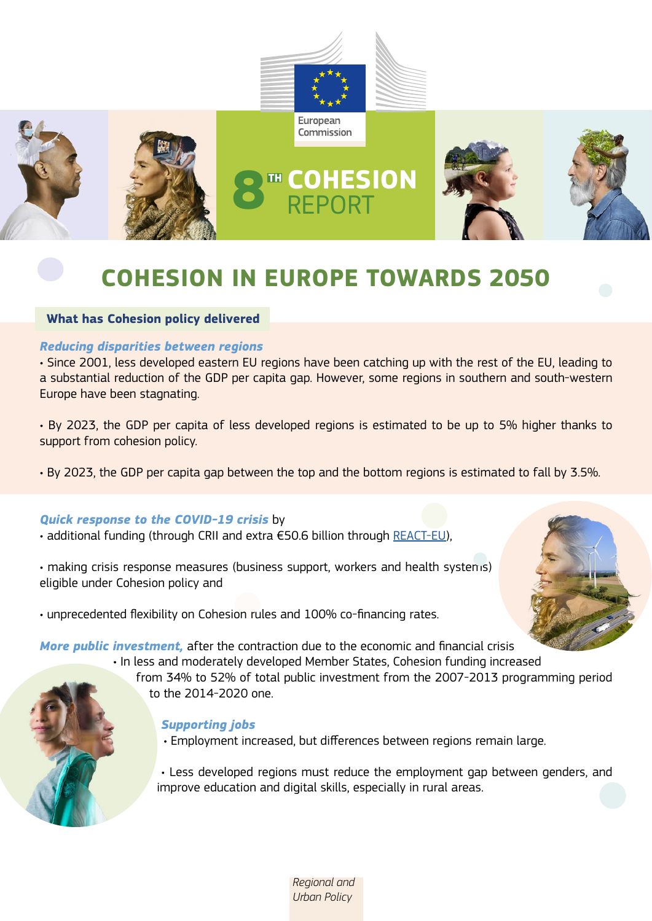European Commission

# 8[TH] COHESION REPORT

## COHESION IN EUROPE TOWARDS 2050

### What has Cohesion policy delivered

***Reducing disparities between regions***

- Since 2001, less developed eastern EU regions have been catching up with the rest of the EU, leading to a substantial reduction of the GDP per capita gap. However, some regions in southern and south-western Europe have been stagnating.

- By 2023, the GDP per capita of less developed regions is estimated to be up to 5% higher thanks to support from cohesion policy.

- By 2023, the GDP per capita gap between the top and the bottom regions is estimated to fall by 3.5%.

***Quick response to the COVID-19 crisis*** by

- additional funding (through CRII and extra €50.6 billion through REACT-EU),

- making crisis response measures (business support, workers and health systems) eligible under Cohesion policy and

- unprecedented flexibility on Cohesion rules and 100% co-financing rates.

***More public investment,*** after the contraction due to the economic and financial crisis

- In less and moderately developed Member States, Cohesion funding increased from 34% to 52% of total public investment from the 2007-2013 programming period to the 2014-2020 one.

***Supporting jobs***

- Employment increased, but differences between regions remain large.

- Less developed regions must reduce the employment gap between genders, and improve education and digital skills, especially in rural areas.

*Regional and Urban Policy*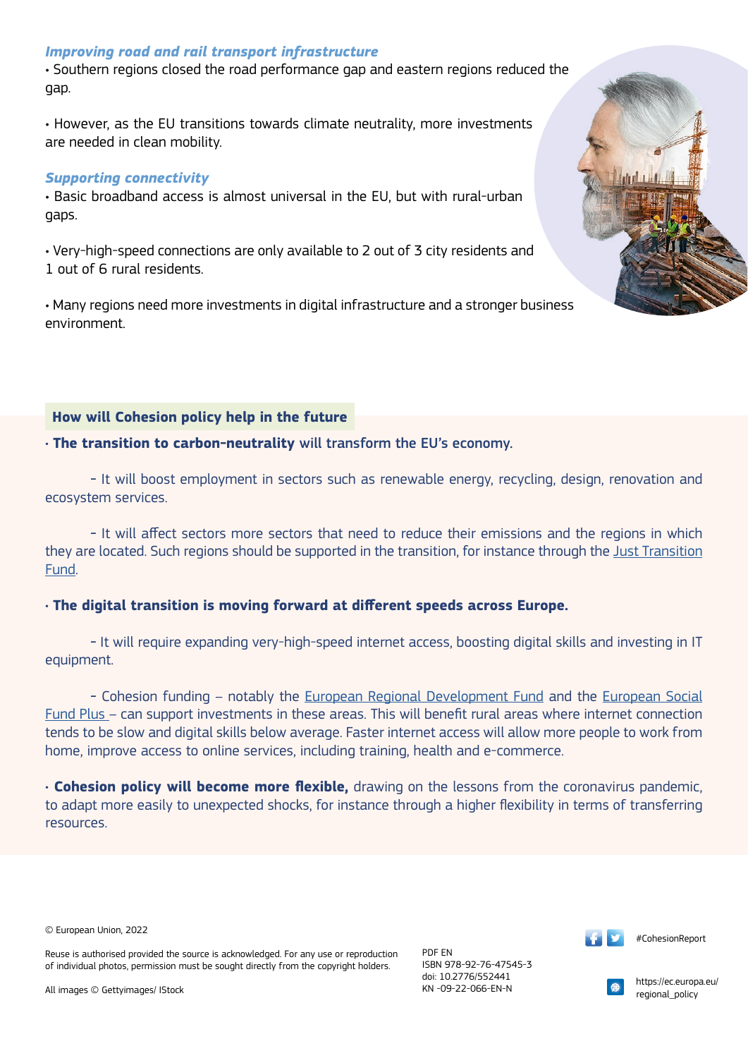### *Improving road and rail transport infrastructure*

• Southern regions closed the road performance gap and eastern regions reduced the gap.

• However, as the EU transitions towards climate neutrality, more investments are needed in clean mobility.

### *Supporting connectivity*

• Basic broadband access is almost universal in the EU, but with rural-urban gaps.

• Very-high-speed connections are only available to 2 out of 3 city residents and 1 out of 6 rural residents.

• Many regions need more investments in digital infrastructure and a stronger business environment.

## How will Cohesion policy help in the future

• **The transition to carbon-neutrality** will transform the EU's economy.

- It will boost employment in sectors such as renewable energy, recycling, design, renovation and ecosystem services.

- It will affect sectors more sectors that need to reduce their emissions and the regions in which they are located. Such regions should be supported in the transition, for instance through the Just Transition Fund.

• **The digital transition is moving forward at different speeds across Europe.**

- It will require expanding very-high-speed internet access, boosting digital skills and investing in IT equipment.

- Cohesion funding – notably the European Regional Development Fund and the European Social Fund Plus – can support investments in these areas. This will benefit rural areas where internet connection tends to be slow and digital skills below average. Faster internet access will allow more people to work from home, improve access to online services, including training, health and e-commerce.

• **Cohesion policy will become more flexible,** drawing on the lessons from the coronavirus pandemic, to adapt more easily to unexpected shocks, for instance through a higher flexibility in terms of transferring resources.

© European Union, 2022

Reuse is authorised provided the source is acknowledged. For any use or reproduction of individual photos, permission must be sought directly from the copyright holders.

All images © Gettyimages/ IStock

PDF EN
ISBN 978-92-76-47545-3
doi: 10.2776/552441
KN -09-22-066-EN-N

#CohesionReport

https://ec.europa.eu/regional_policy